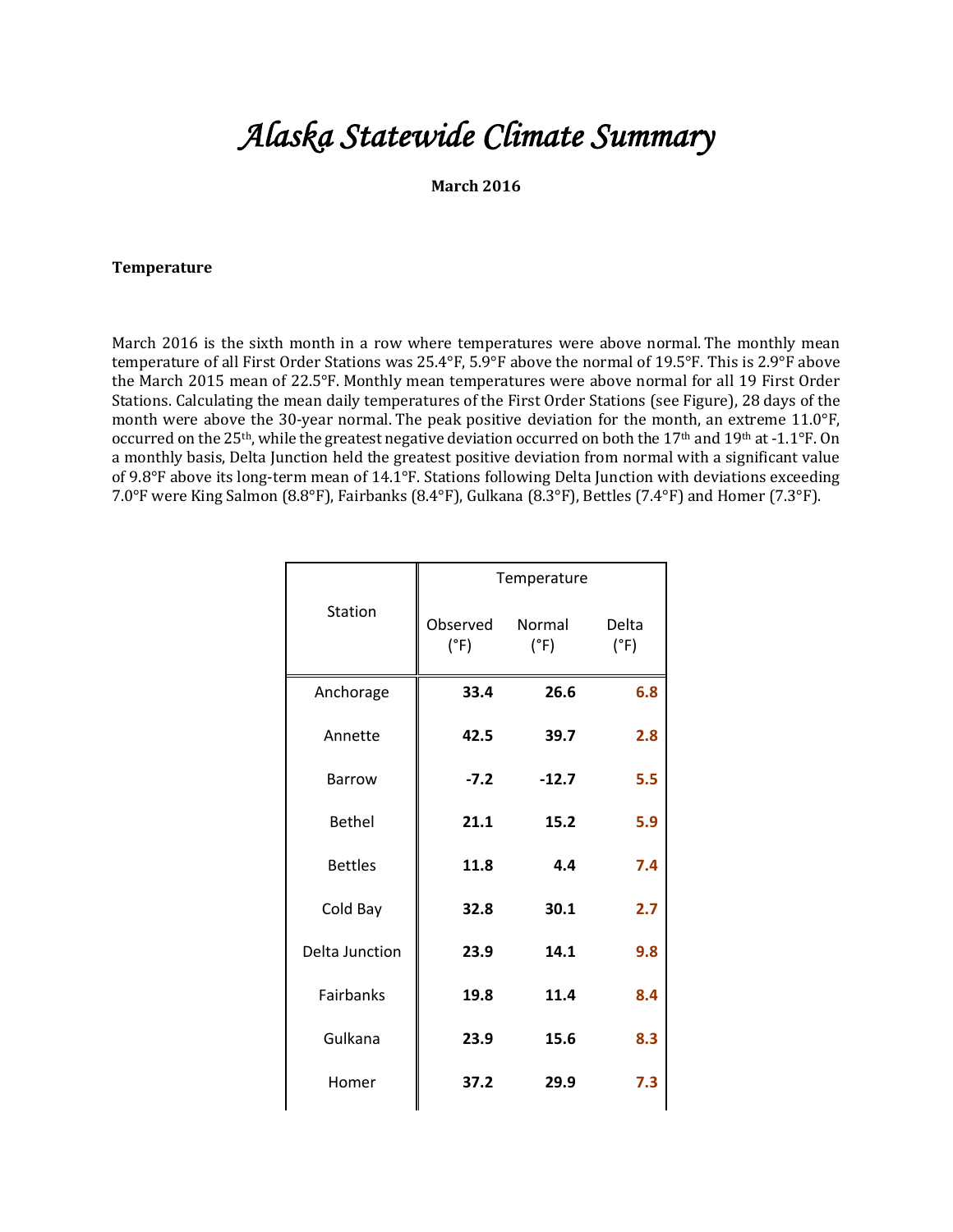# Alaska Statewide Climate Summary

**March 2016**

**Temperature**

March 2016 is the sixth month in a row where temperatures were above normal. The monthly mean temperature of all First Order Stations was 25.4°F, 5.9°F above the normal of 19.5°F. This is 2.9°F above the March 2015 mean of 22.5°F. Monthly mean temperatures were above normal for all 19 First Order Stations. Calculating the mean daily temperatures of the First Order Stations (see Figure), 28 days of the month were above the 30-year normal. The peak positive deviation for the month, an extreme 11.0°F, occurred on the 25th, while the greatest negative deviation occurred on both the 17th and 19th at -1.1°F. On a monthly basis, Delta Junction held the greatest positive deviation from normal with a significant value of 9.8°F above its long-term mean of 14.1°F. Stations following Delta Junction with deviations exceeding 7.0°F were King Salmon (8.8°F), Fairbanks (8.4°F), Gulkana (8.3°F), Bettles (7.4°F) and Homer (7.3°F).

| Station | Temperature | | |
|---|---|---|---|
| | Observed (°F) | Normal (°F) | Delta (°F) |
| Anchorage | **33.4** | **26.6** | **6.8** |
| Annette | **42.5** | **39.7** | **2.8** |
| Barrow | **-7.2** | **-12.7** | **5.5** |
| Bethel | **21.1** | **15.2** | **5.9** |
| Bettles | **11.8** | **4.4** | **7.4** |
| Cold Bay | **32.8** | **30.1** | **2.7** |
| Delta Junction | **23.9** | **14.1** | **9.8** |
| Fairbanks | **19.8** | **11.4** | **8.4** |
| Gulkana | **23.9** | **15.6** | **8.3** |
| Homer | **37.2** | **29.9** | **7.3** |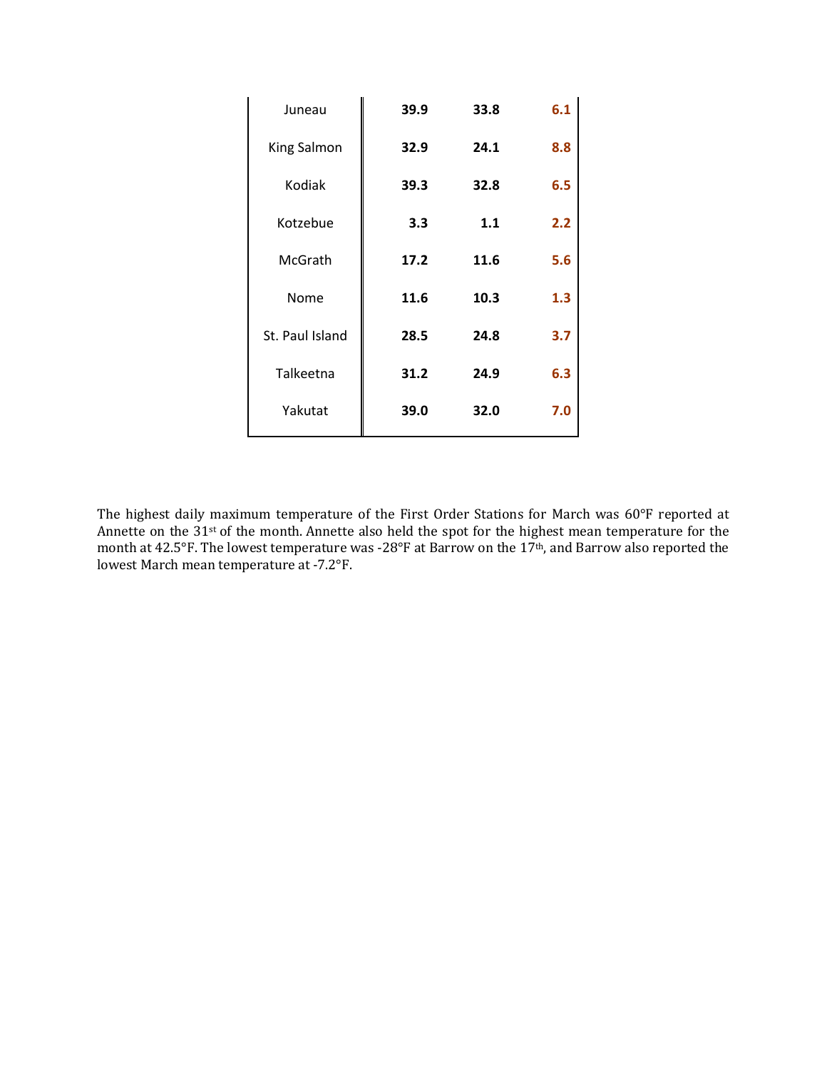| | | | |
|---|---|---|---|
| Juneau | **39.9** | **33.8** | **6.1** |
| King Salmon | **32.9** | **24.1** | **8.8** |
| Kodiak | **39.3** | **32.8** | **6.5** |
| Kotzebue | **3.3** | **1.1** | **2.2** |
| McGrath | **17.2** | **11.6** | **5.6** |
| Nome | **11.6** | **10.3** | **1.3** |
| St. Paul Island | **28.5** | **24.8** | **3.7** |
| Talkeetna | **31.2** | **24.9** | **6.3** |
| Yakutat | **39.0** | **32.0** | **7.0** |

The highest daily maximum temperature of the First Order Stations for March was 60°F reported at Annette on the 31st of the month. Annette also held the spot for the highest mean temperature for the month at 42.5°F. The lowest temperature was -28°F at Barrow on the 17th, and Barrow also reported the lowest March mean temperature at -7.2°F.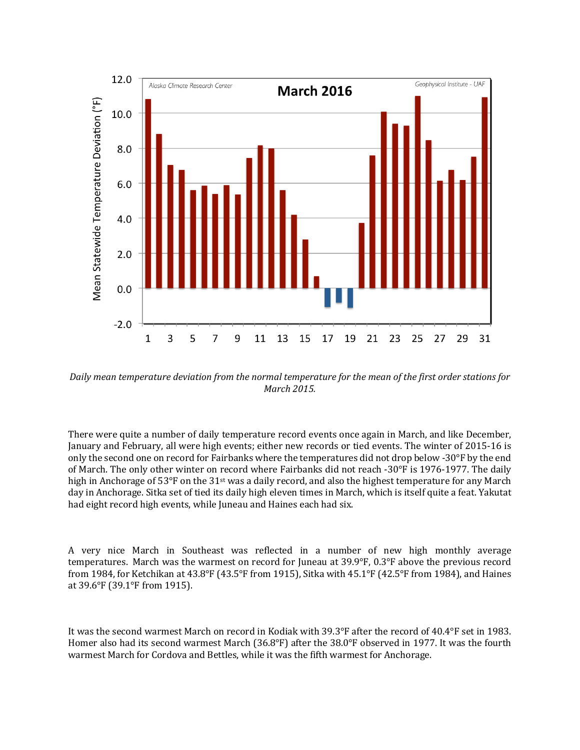*Daily mean temperature deviation from the normal temperature for the mean of the first order stations for March 2015.*

There were quite a number of daily temperature record events once again in March, and like December, January and February, all were high events; either new records or tied events. The winter of 2015-16 is only the second one on record for Fairbanks where the temperatures did not drop below -30°F by the end of March. The only other winter on record where Fairbanks did not reach -30°F is 1976-1977. The daily high in Anchorage of 53°F on the 31st was a daily record, and also the highest temperature for any March day in Anchorage. Sitka set of tied its daily high eleven times in March, which is itself quite a feat. Yakutat had eight record high events, while Juneau and Haines each had six.

A very nice March in Southeast was reflected in a number of new high monthly average temperatures. March was the warmest on record for Juneau at 39.9°F, 0.3°F above the previous record from 1984, for Ketchikan at 43.8°F (43.5°F from 1915), Sitka with 45.1°F (42.5°F from 1984), and Haines at 39.6°F (39.1°F from 1915).

It was the second warmest March on record in Kodiak with 39.3°F after the record of 40.4°F set in 1983. Homer also had its second warmest March (36.8°F) after the 38.0°F observed in 1977. It was the fourth warmest March for Cordova and Bettles, while it was the fifth warmest for Anchorage.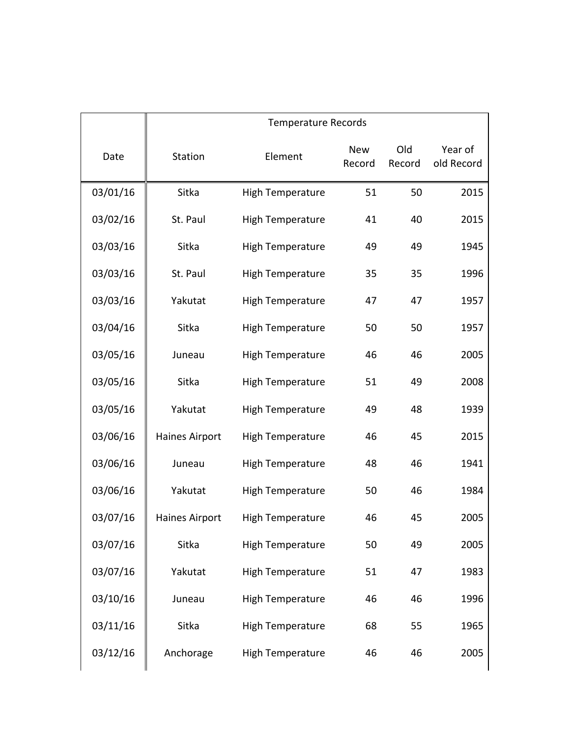| Date | Temperature Records | | | | |
|---|---|---|---|---|---|
| | Station | Element | New Record | Old Record | Year of old Record |
| 03/01/16 | Sitka | High Temperature | 51 | 50 | 2015 |
| 03/02/16 | St. Paul | High Temperature | 41 | 40 | 2015 |
| 03/03/16 | Sitka | High Temperature | 49 | 49 | 1945 |
| 03/03/16 | St. Paul | High Temperature | 35 | 35 | 1996 |
| 03/03/16 | Yakutat | High Temperature | 47 | 47 | 1957 |
| 03/04/16 | Sitka | High Temperature | 50 | 50 | 1957 |
| 03/05/16 | Juneau | High Temperature | 46 | 46 | 2005 |
| 03/05/16 | Sitka | High Temperature | 51 | 49 | 2008 |
| 03/05/16 | Yakutat | High Temperature | 49 | 48 | 1939 |
| 03/06/16 | Haines Airport | High Temperature | 46 | 45 | 2015 |
| 03/06/16 | Juneau | High Temperature | 48 | 46 | 1941 |
| 03/06/16 | Yakutat | High Temperature | 50 | 46 | 1984 |
| 03/07/16 | Haines Airport | High Temperature | 46 | 45 | 2005 |
| 03/07/16 | Sitka | High Temperature | 50 | 49 | 2005 |
| 03/07/16 | Yakutat | High Temperature | 51 | 47 | 1983 |
| 03/10/16 | Juneau | High Temperature | 46 | 46 | 1996 |
| 03/11/16 | Sitka | High Temperature | 68 | 55 | 1965 |
| 03/12/16 | Anchorage | High Temperature | 46 | 46 | 2005 |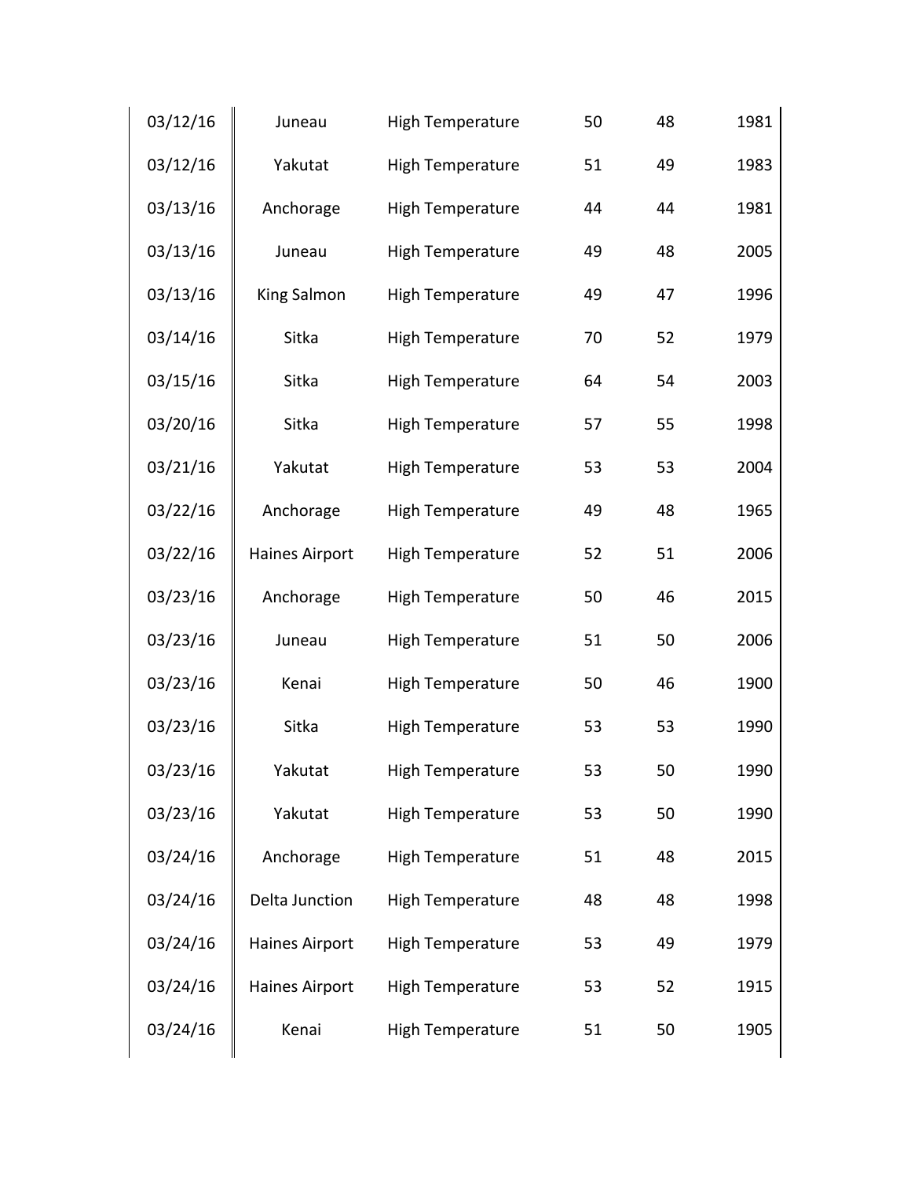| | | | | | |
|---|---|---|---|---|---|
| 03/12/16 | Juneau | High Temperature | 50 | 48 | 1981 |
| 03/12/16 | Yakutat | High Temperature | 51 | 49 | 1983 |
| 03/13/16 | Anchorage | High Temperature | 44 | 44 | 1981 |
| 03/13/16 | Juneau | High Temperature | 49 | 48 | 2005 |
| 03/13/16 | King Salmon | High Temperature | 49 | 47 | 1996 |
| 03/14/16 | Sitka | High Temperature | 70 | 52 | 1979 |
| 03/15/16 | Sitka | High Temperature | 64 | 54 | 2003 |
| 03/20/16 | Sitka | High Temperature | 57 | 55 | 1998 |
| 03/21/16 | Yakutat | High Temperature | 53 | 53 | 2004 |
| 03/22/16 | Anchorage | High Temperature | 49 | 48 | 1965 |
| 03/22/16 | Haines Airport | High Temperature | 52 | 51 | 2006 |
| 03/23/16 | Anchorage | High Temperature | 50 | 46 | 2015 |
| 03/23/16 | Juneau | High Temperature | 51 | 50 | 2006 |
| 03/23/16 | Kenai | High Temperature | 50 | 46 | 1900 |
| 03/23/16 | Sitka | High Temperature | 53 | 53 | 1990 |
| 03/23/16 | Yakutat | High Temperature | 53 | 50 | 1990 |
| 03/23/16 | Yakutat | High Temperature | 53 | 50 | 1990 |
| 03/24/16 | Anchorage | High Temperature | 51 | 48 | 2015 |
| 03/24/16 | Delta Junction | High Temperature | 48 | 48 | 1998 |
| 03/24/16 | Haines Airport | High Temperature | 53 | 49 | 1979 |
| 03/24/16 | Haines Airport | High Temperature | 53 | 52 | 1915 |
| 03/24/16 | Kenai | High Temperature | 51 | 50 | 1905 |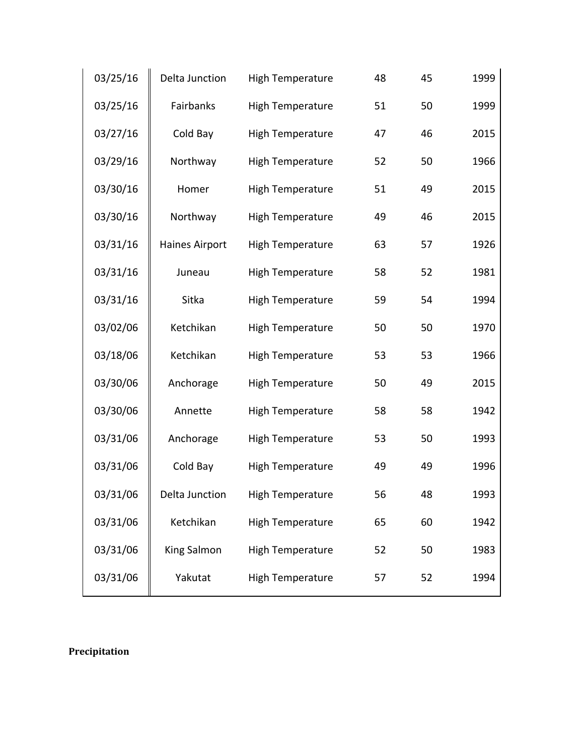| | | | | | |
|---|---|---|---|---|---|
| 03/25/16 | Delta Junction | High Temperature | 48 | 45 | 1999 |
| 03/25/16 | Fairbanks | High Temperature | 51 | 50 | 1999 |
| 03/27/16 | Cold Bay | High Temperature | 47 | 46 | 2015 |
| 03/29/16 | Northway | High Temperature | 52 | 50 | 1966 |
| 03/30/16 | Homer | High Temperature | 51 | 49 | 2015 |
| 03/30/16 | Northway | High Temperature | 49 | 46 | 2015 |
| 03/31/16 | Haines Airport | High Temperature | 63 | 57 | 1926 |
| 03/31/16 | Juneau | High Temperature | 58 | 52 | 1981 |
| 03/31/16 | Sitka | High Temperature | 59 | 54 | 1994 |
| 03/02/06 | Ketchikan | High Temperature | 50 | 50 | 1970 |
| 03/18/06 | Ketchikan | High Temperature | 53 | 53 | 1966 |
| 03/30/06 | Anchorage | High Temperature | 50 | 49 | 2015 |
| 03/30/06 | Annette | High Temperature | 58 | 58 | 1942 |
| 03/31/06 | Anchorage | High Temperature | 53 | 50 | 1993 |
| 03/31/06 | Cold Bay | High Temperature | 49 | 49 | 1996 |
| 03/31/06 | Delta Junction | High Temperature | 56 | 48 | 1993 |
| 03/31/06 | Ketchikan | High Temperature | 65 | 60 | 1942 |
| 03/31/06 | King Salmon | High Temperature | 52 | 50 | 1983 |
| 03/31/06 | Yakutat | High Temperature | 57 | 52 | 1994 |

**Precipitation**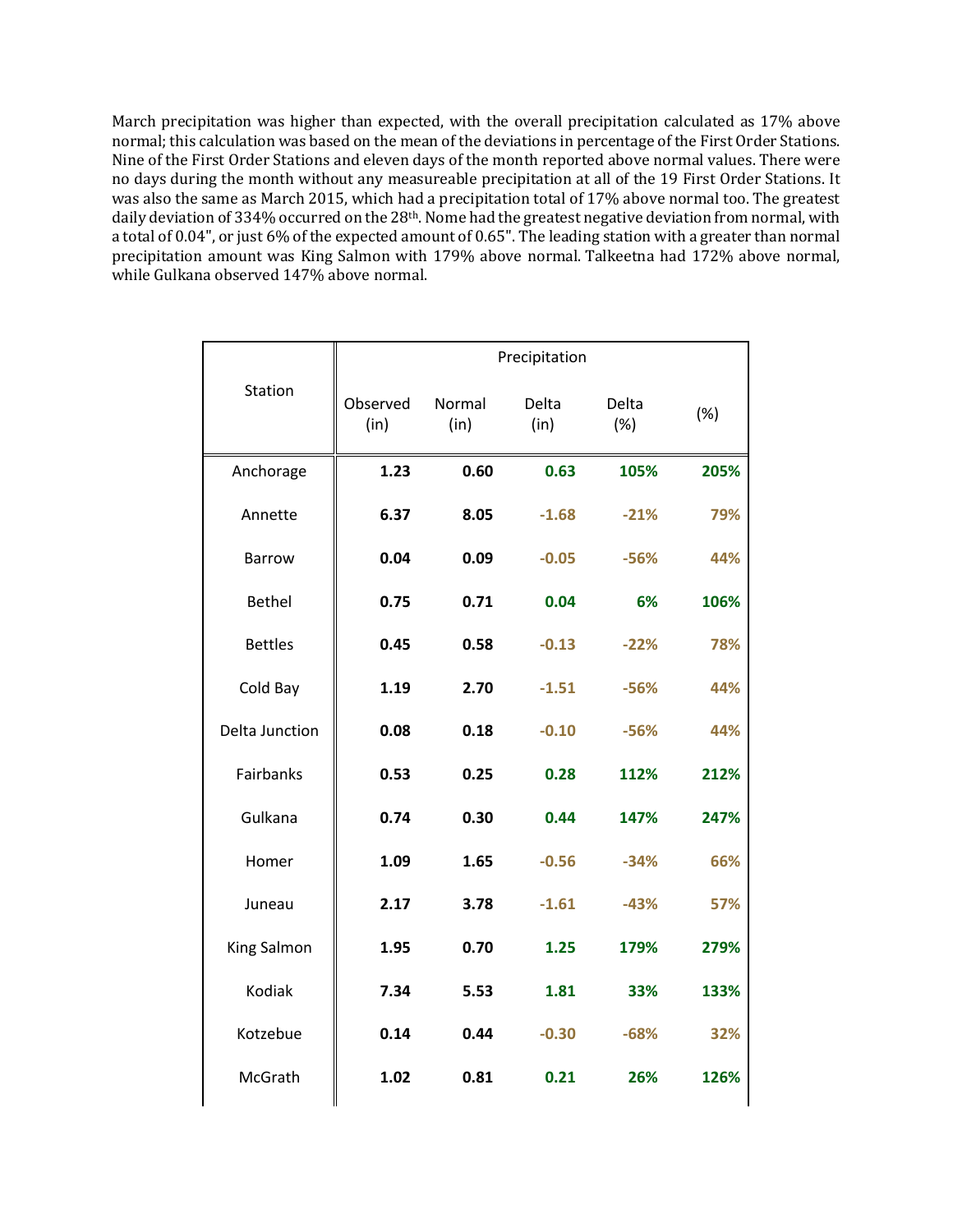March precipitation was higher than expected, with the overall precipitation calculated as 17% above normal; this calculation was based on the mean of the deviations in percentage of the First Order Stations. Nine of the First Order Stations and eleven days of the month reported above normal values. There were no days during the month without any measureable precipitation at all of the 19 First Order Stations. It was also the same as March 2015, which had a precipitation total of 17% above normal too. The greatest daily deviation of 334% occurred on the 28th. Nome had the greatest negative deviation from normal, with a total of 0.04", or just 6% of the expected amount of 0.65". The leading station with a greater than normal precipitation amount was King Salmon with 179% above normal. Talkeetna had 172% above normal, while Gulkana observed 147% above normal.

| Station | Precipitation | | | | |
|---|---|---|---|---|---|
| | Observed (in) | Normal (in) | Delta (in) | Delta (%) | (%) |
| Anchorage | **1.23** | **0.60** | **0.63** | **105%** | **205%** |
| Annette | **6.37** | **8.05** | **-1.68** | **-21%** | **79%** |
| Barrow | **0.04** | **0.09** | **-0.05** | **-56%** | **44%** |
| Bethel | **0.75** | **0.71** | **0.04** | **6%** | **106%** |
| Bettles | **0.45** | **0.58** | **-0.13** | **-22%** | **78%** |
| Cold Bay | **1.19** | **2.70** | **-1.51** | **-56%** | **44%** |
| Delta Junction | **0.08** | **0.18** | **-0.10** | **-56%** | **44%** |
| Fairbanks | **0.53** | **0.25** | **0.28** | **112%** | **212%** |
| Gulkana | **0.74** | **0.30** | **0.44** | **147%** | **247%** |
| Homer | **1.09** | **1.65** | **-0.56** | **-34%** | **66%** |
| Juneau | **2.17** | **3.78** | **-1.61** | **-43%** | **57%** |
| King Salmon | **1.95** | **0.70** | **1.25** | **179%** | **279%** |
| Kodiak | **7.34** | **5.53** | **1.81** | **33%** | **133%** |
| Kotzebue | **0.14** | **0.44** | **-0.30** | **-68%** | **32%** |
| McGrath | **1.02** | **0.81** | **0.21** | **26%** | **126%** |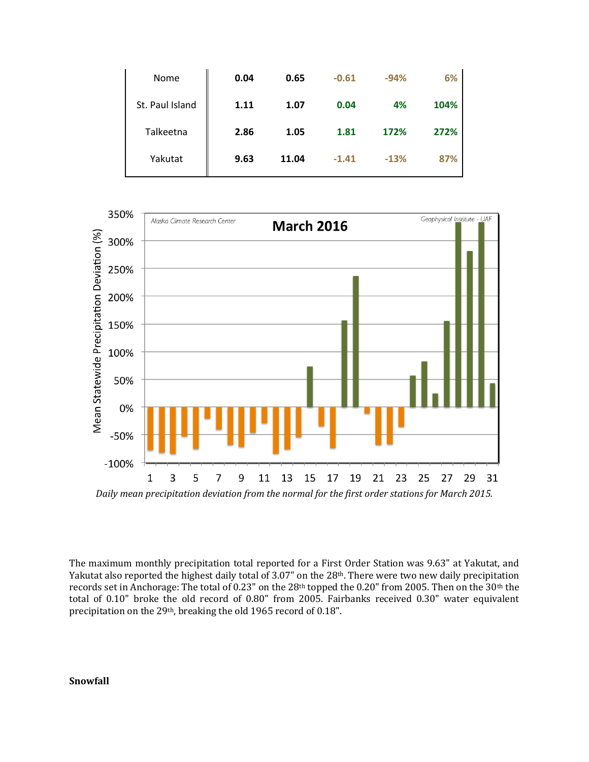| | | | | | |
|---|---|---|---|---|---|
| Nome | **0.04** | **0.65** | **-0.61** | **-94%** | **6%** |
| St. Paul Island | **1.11** | **1.07** | **0.04** | **4%** | **104%** |
| Talkeetna | **2.86** | **1.05** | **1.81** | **172%** | **272%** |
| Yakutat | **9.63** | **11.04** | **-1.41** | **-13%** | **87%** |

*Daily mean precipitation deviation from the normal for the first order stations for March 2015.*

The maximum monthly precipitation total reported for a First Order Station was 9.63" at Yakutat, and Yakutat also reported the highest daily total of 3.07" on the 28th. There were two new daily precipitation records set in Anchorage: The total of 0.23" on the 28th topped the 0.20" from 2005. Then on the 30th the total of 0.10" broke the old record of 0.80" from 2005. Fairbanks received 0.30" water equivalent precipitation on the 29th, breaking the old 1965 record of 0.18".

**Snowfall**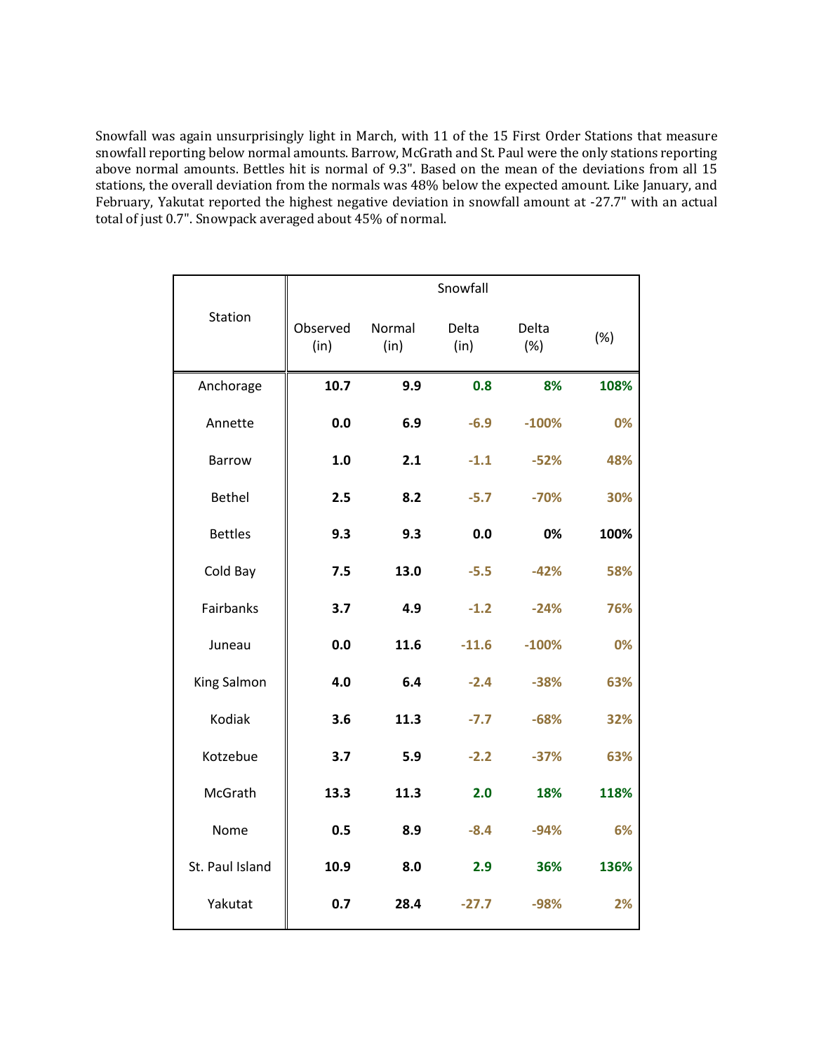Snowfall was again unsurprisingly light in March, with 11 of the 15 First Order Stations that measure snowfall reporting below normal amounts. Barrow, McGrath and St. Paul were the only stations reporting above normal amounts. Bettles hit is normal of 9.3". Based on the mean of the deviations from all 15 stations, the overall deviation from the normals was 48% below the expected amount. Like January, and February, Yakutat reported the highest negative deviation in snowfall amount at -27.7" with an actual total of just 0.7". Snowpack averaged about 45% of normal.

| Station | Snowfall | | | | |
|---|---|---|---|---|---|
| | Observed (in) | Normal (in) | Delta (in) | Delta (%) | (%) |
| Anchorage | **10.7** | **9.9** | **0.8** | **8%** | **108%** |
| Annette | **0.0** | **6.9** | **-6.9** | **-100%** | **0%** |
| Barrow | **1.0** | **2.1** | **-1.1** | **-52%** | **48%** |
| Bethel | **2.5** | **8.2** | **-5.7** | **-70%** | **30%** |
| Bettles | **9.3** | **9.3** | **0.0** | **0%** | **100%** |
| Cold Bay | **7.5** | **13.0** | **-5.5** | **-42%** | **58%** |
| Fairbanks | **3.7** | **4.9** | **-1.2** | **-24%** | **76%** |
| Juneau | **0.0** | **11.6** | **-11.6** | **-100%** | **0%** |
| King Salmon | **4.0** | **6.4** | **-2.4** | **-38%** | **63%** |
| Kodiak | **3.6** | **11.3** | **-7.7** | **-68%** | **32%** |
| Kotzebue | **3.7** | **5.9** | **-2.2** | **-37%** | **63%** |
| McGrath | **13.3** | **11.3** | **2.0** | **18%** | **118%** |
| Nome | **0.5** | **8.9** | **-8.4** | **-94%** | **6%** |
| St. Paul Island | **10.9** | **8.0** | **2.9** | **36%** | **136%** |
| Yakutat | **0.7** | **28.4** | **-27.7** | **-98%** | **2%** |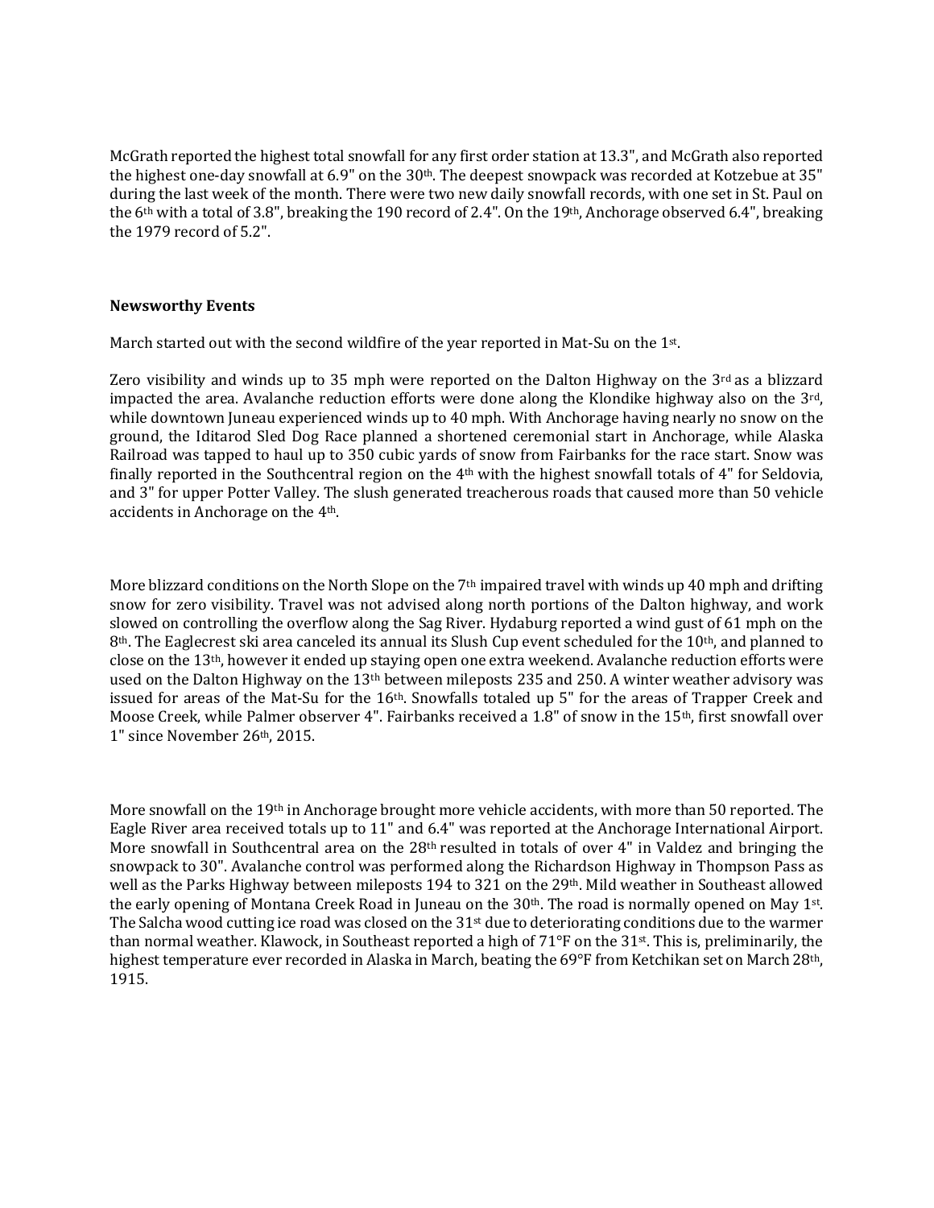McGrath reported the highest total snowfall for any first order station at 13.3", and McGrath also reported the highest one-day snowfall at 6.9" on the 30th. The deepest snowpack was recorded at Kotzebue at 35" during the last week of the month. There were two new daily snowfall records, with one set in St. Paul on the 6th with a total of 3.8", breaking the 190 record of 2.4". On the 19th, Anchorage observed 6.4", breaking the 1979 record of 5.2".

**Newsworthy Events**

March started out with the second wildfire of the year reported in Mat-Su on the 1st.

Zero visibility and winds up to 35 mph were reported on the Dalton Highway on the 3rd as a blizzard impacted the area. Avalanche reduction efforts were done along the Klondike highway also on the 3rd, while downtown Juneau experienced winds up to 40 mph. With Anchorage having nearly no snow on the ground, the Iditarod Sled Dog Race planned a shortened ceremonial start in Anchorage, while Alaska Railroad was tapped to haul up to 350 cubic yards of snow from Fairbanks for the race start. Snow was finally reported in the Southcentral region on the 4th with the highest snowfall totals of 4" for Seldovia, and 3" for upper Potter Valley. The slush generated treacherous roads that caused more than 50 vehicle accidents in Anchorage on the 4th.

More blizzard conditions on the North Slope on the 7th impaired travel with winds up 40 mph and drifting snow for zero visibility. Travel was not advised along north portions of the Dalton highway, and work slowed on controlling the overflow along the Sag River. Hydaburg reported a wind gust of 61 mph on the 8th. The Eaglecrest ski area canceled its annual its Slush Cup event scheduled for the 10th, and planned to close on the 13th, however it ended up staying open one extra weekend. Avalanche reduction efforts were used on the Dalton Highway on the 13th between mileposts 235 and 250. A winter weather advisory was issued for areas of the Mat-Su for the 16th. Snowfalls totaled up 5" for the areas of Trapper Creek and Moose Creek, while Palmer observer 4". Fairbanks received a 1.8" of snow in the 15th, first snowfall over 1" since November 26th, 2015.

More snowfall on the 19th in Anchorage brought more vehicle accidents, with more than 50 reported. The Eagle River area received totals up to 11" and 6.4" was reported at the Anchorage International Airport. More snowfall in Southcentral area on the 28th resulted in totals of over 4" in Valdez and bringing the snowpack to 30". Avalanche control was performed along the Richardson Highway in Thompson Pass as well as the Parks Highway between mileposts 194 to 321 on the 29th. Mild weather in Southeast allowed the early opening of Montana Creek Road in Juneau on the 30th. The road is normally opened on May 1st. The Salcha wood cutting ice road was closed on the 31st due to deteriorating conditions due to the warmer than normal weather. Klawock, in Southeast reported a high of 71°F on the 31st. This is, preliminarily, the highest temperature ever recorded in Alaska in March, beating the 69°F from Ketchikan set on March 28th, 1915.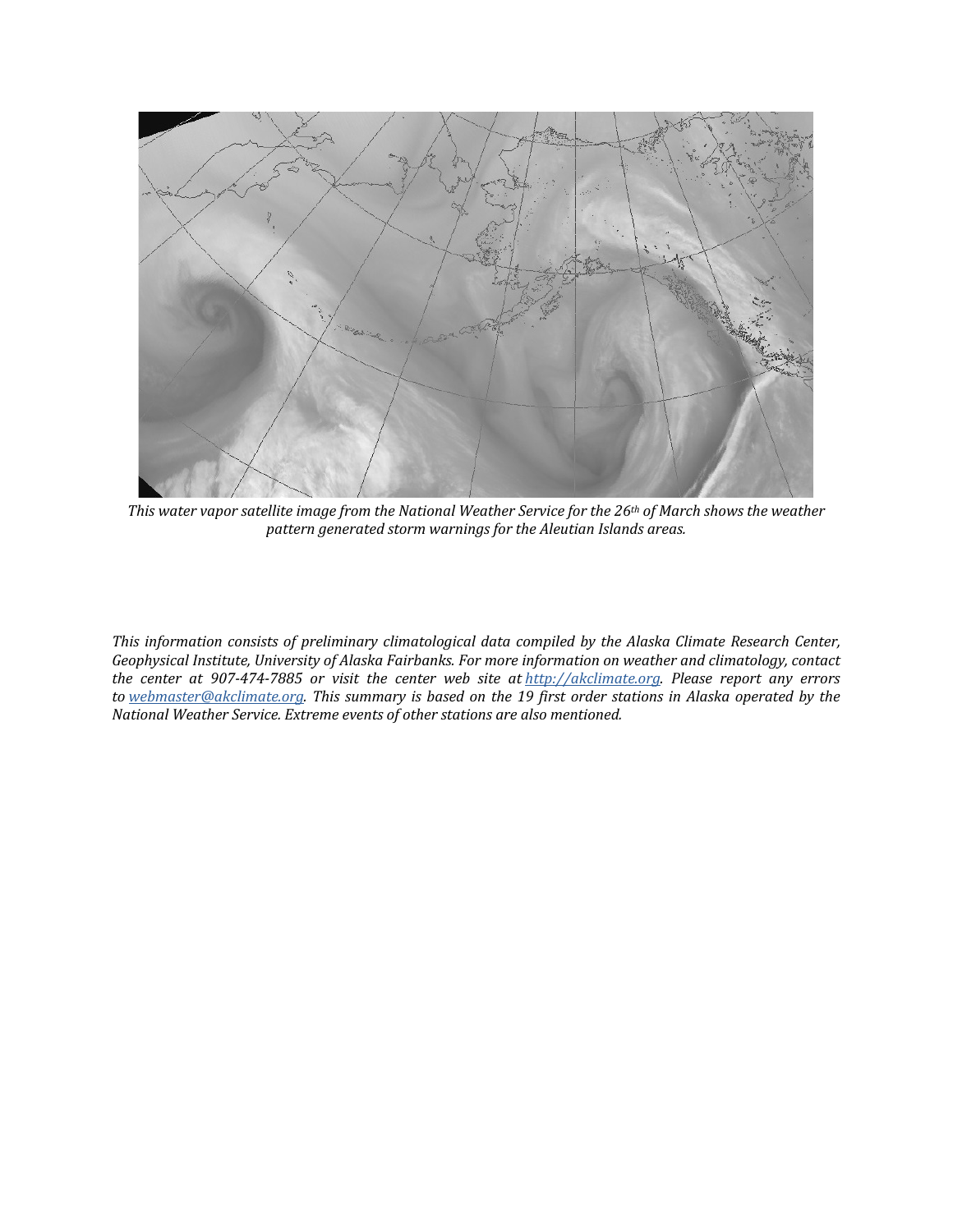*This water vapor satellite image from the National Weather Service for the 26th of March shows the weather pattern generated storm warnings for the Aleutian Islands areas.*

*This information consists of preliminary climatological data compiled by the Alaska Climate Research Center, Geophysical Institute, University of Alaska Fairbanks. For more information on weather and climatology, contact the center at 907-474-7885 or visit the center web site at [http://akclimate.org](http://akclimate.org). Please report any errors to [webmaster@akclimate.org](mailto:webmaster@akclimate.org). This summary is based on the 19 first order stations in Alaska operated by the National Weather Service. Extreme events of other stations are also mentioned.*